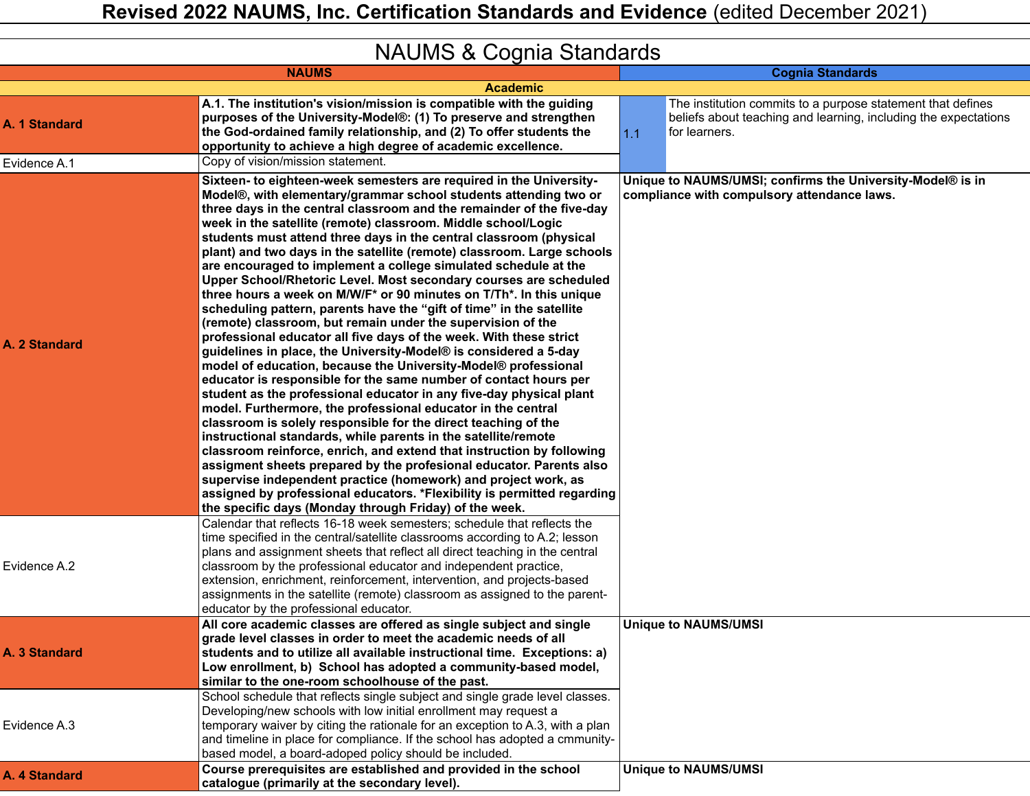# Revised 2022 NAUMS, Inc. Certification Standards and Evidence (edited December 2021)

## NAUMS & Cognia Standards

| NAUMS | | Cognia Standards | |
|---|---|---|---|
| **Academic** | | | |
| **A. 1 Standard** | **A.1. The institution's vision/mission is compatible with the guiding purposes of the University-Model®: (1) To preserve and strengthen the God-ordained family relationship, and (2) To offer students the opportunity to achieve a high degree of academic excellence.** | 1.1 | The institution commits to a purpose statement that defines beliefs about teaching and learning, including the expectations for learners. |
| Evidence A.1 | Copy of vision/mission statement. | | |
| **A. 2 Standard** | **Sixteen- to eighteen-week semesters are required in the University-Model®, with elementary/grammar school students attending two or three days in the central classroom and the remainder of the five-day week in the satellite (remote) classroom. Middle school/Logic students must attend three days in the central classroom (physical plant) and two days in the satellite (remote) classroom. Large schools are encouraged to implement a college simulated schedule at the Upper School/Rhetoric Level. Most secondary courses are scheduled three hours a week on M/W/F* or 90 minutes on T/Th*. In this unique scheduling pattern, parents have the "gift of time" in the satellite (remote) classroom, but remain under the supervision of the professional educator all five days of the week. With these strict guidelines in place, the University-Model® is considered a 5-day model of education, because the University-Model® professional educator is responsible for the same number of contact hours per student as the professional educator in any five-day physical plant model. Furthermore, the professional educator in the central classroom is solely responsible for the direct teaching of the instructional standards, while parents in the satellite/remote classroom reinforce, enrich, and extend that instruction by following assigment sheets prepared by the profesional educator. Parents also supervise independent practice (homework) and project work, as assigned by professional educators. *Flexibility is permitted regarding the specific days (Monday through Friday) of the week.** | **Unique to NAUMS/UMSI; confirms the University-Model® is in compliance with compulsory attendance laws.** | |
| Evidence A.2 | Calendar that reflects 16-18 week semesters; schedule that reflects the time specified in the central/satellite classrooms according to A.2; lesson plans and assignment sheets that reflect all direct teaching in the central classroom by the professional educator and independent practice, extension, enrichment, reinforcement, intervention, and projects-based assignments in the satellite (remote) classroom as assigned to the parent-educator by the professional educator. | | |
| **A. 3 Standard** | **All core academic classes are offered as single subject and single grade level classes in order to meet the academic needs of all students and to utilize all available instructional time. Exceptions: a) Low enrollment, b) School has adopted a community-based model, similar to the one-room schoolhouse of the past.** | **Unique to NAUMS/UMSI** | |
| Evidence A.3 | School schedule that reflects single subject and single grade level classes. Developing/new schools with low initial enrollment may request a temporary waiver by citing the rationale for an exception to A.3, with a plan and timeline in place for compliance. If the school has adopted a cmmunity-based model, a board-adoped policy should be included. | | |
| **A. 4 Standard** | **Course prerequisites are established and provided in the school catalogue (primarily at the secondary level).** | **Unique to NAUMS/UMSI** | |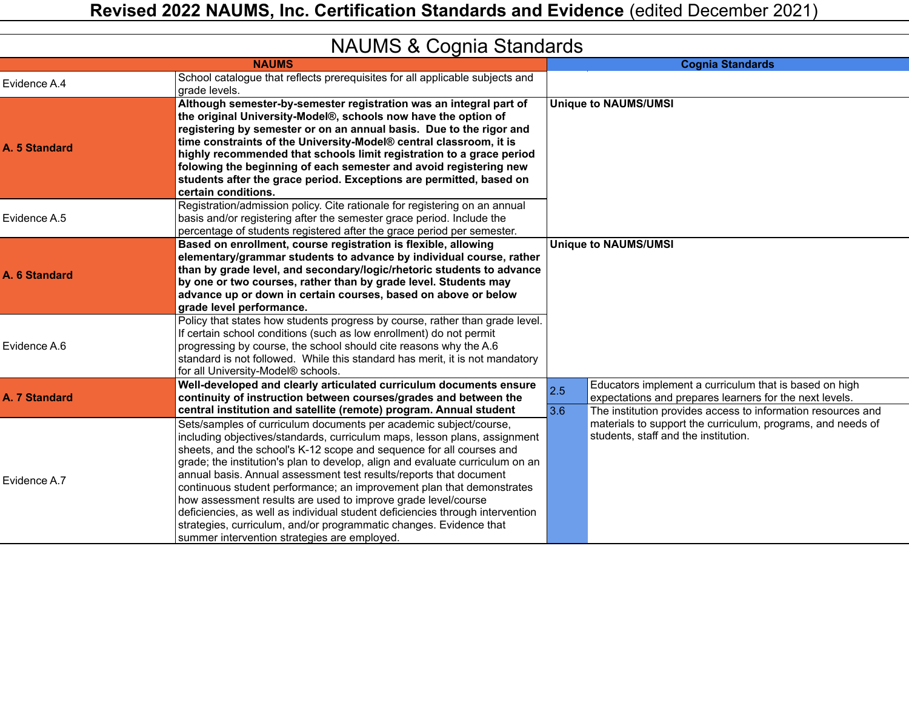# Revised 2022 NAUMS, Inc. Certification Standards and Evidence (edited December 2021)

## NAUMS & Cognia Standards

| NAUMS | | Cognia Standards | |
|---|---|---|---|
| Evidence A.4 | School catalogue that reflects prerequisites for all applicable subjects and grade levels. | | |
| **A. 5 Standard** | **Although semester-by-semester registration was an integral part of the original University-Model®, schools now have the option of registering by semester or on an annual basis. Due to the rigor and time constraints of the University-Model® central classroom, it is highly recommended that schools limit registration to a grace period folowing the beginning of each semester and avoid registering new students after the grace period. Exceptions are permitted, based on certain conditions.** | **Unique to NAUMS/UMSI** | |
| Evidence A.5 | Registration/admission policy. Cite rationale for registering on an annual basis and/or registering after the semester grace period. Include the percentage of students registered after the grace period per semester. | | |
| **A. 6 Standard** | **Based on enrollment, course registration is flexible, allowing elementary/grammar students to advance by individual course, rather than by grade level, and secondary/logic/rhetoric students to advance by one or two courses, rather than by grade level. Students may advance up or down in certain courses, based on above or below grade level performance.** | **Unique to NAUMS/UMSI** | |
| Evidence A.6 | Policy that states how students progress by course, rather than grade level. If certain school conditions (such as low enrollment) do not permit progressing by course, the school should cite reasons why the A.6 standard is not followed. While this standard has merit, it is not mandatory for all University-Model® schools. | | |
| **A. 7 Standard** | **Well-developed and clearly articulated curriculum documents ensure continuity of instruction between courses/grades and between the central institution and satellite (remote) program. Annual student** | 2.5 | Educators implement a curriculum that is based on high expectations and prepares learners for the next levels. |
| Evidence A.7 | Sets/samples of curriculum documents per academic subject/course, including objectives/standards, curriculum maps, lesson plans, assignment sheets, and the school's K-12 scope and sequence for all courses and grade; the institution's plan to develop, align and evaluate curriculum on an annual basis. Annual assessment test results/reports that document continuous student performance; an improvement plan that demonstrates how assessment results are used to improve grade level/course deficiencies, as well as individual student deficiencies through intervention strategies, curriculum, and/or programmatic changes. Evidence that summer intervention strategies are employed. | 3.6 | The institution provides access to information resources and materials to support the curriculum, programs, and needs of students, staff and the institution. |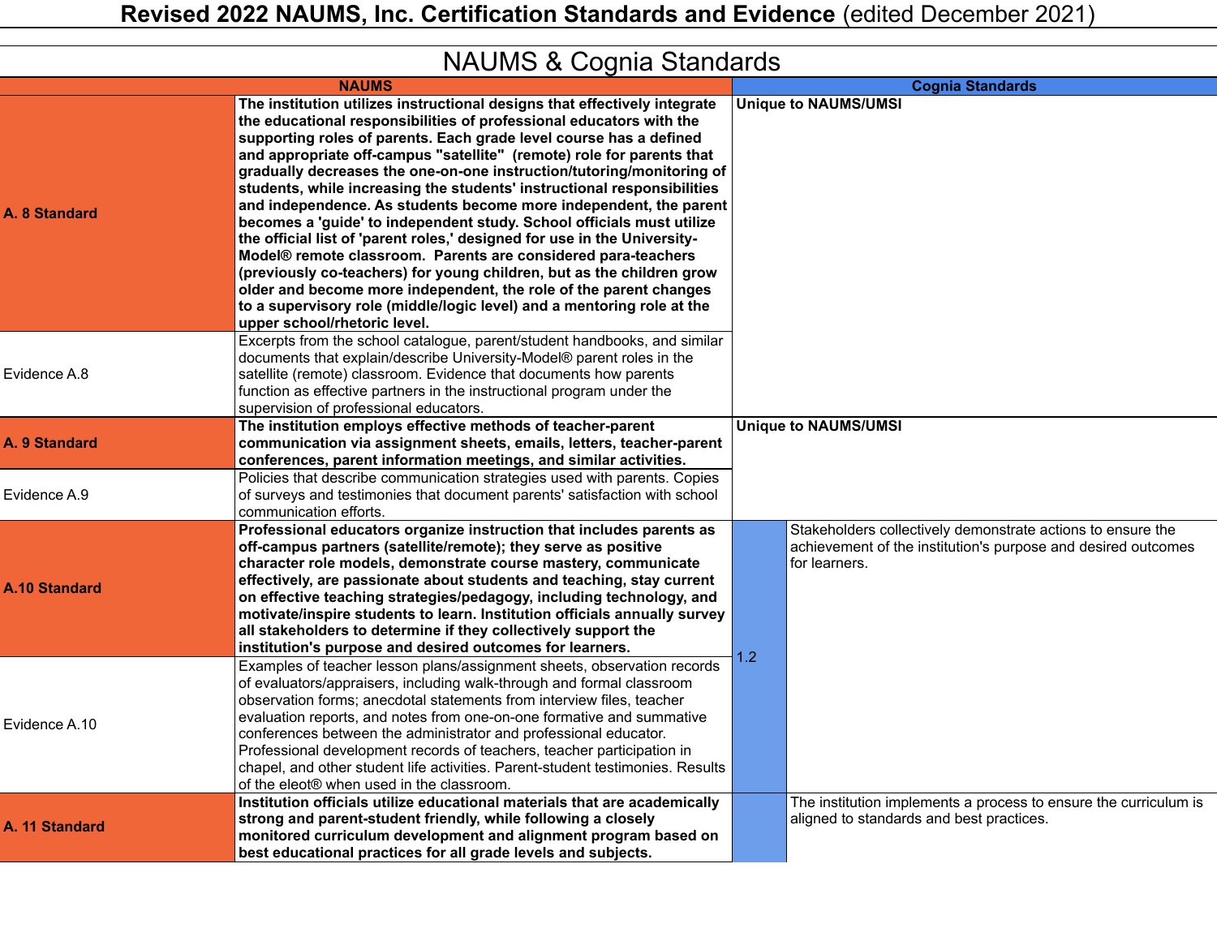# Revised 2022 NAUMS, Inc. Certification Standards and Evidence (edited December 2021)

## NAUMS & Cognia Standards

| NAUMS | | Cognia Standards | |
|---|---|---|---|
| **A. 8 Standard** | **The institution utilizes instructional designs that effectively integrate the educational responsibilities of professional educators with the supporting roles of parents. Each grade level course has a defined and appropriate off-campus "satellite" (remote) role for parents that gradually decreases the one-on-one instruction/tutoring/monitoring of students, while increasing the students' instructional responsibilities and independence. As students become more independent, the parent becomes a 'guide' to independent study. School officials must utilize the official list of 'parent roles,' designed for use in the University-Model® remote classroom. Parents are considered para-teachers (previously co-teachers) for young children, but as the children grow older and become more independent, the role of the parent changes to a supervisory role (middle/logic level) and a mentoring role at the upper school/rhetoric level.** | **Unique to NAUMS/UMSI** | |
| Evidence A.8 | Excerpts from the school catalogue, parent/student handbooks, and similar documents that explain/describe University-Model® parent roles in the satellite (remote) classroom. Evidence that documents how parents function as effective partners in the instructional program under the supervision of professional educators. | | |
| **A. 9 Standard** | **The institution employs effective methods of teacher-parent communication via assignment sheets, emails, letters, teacher-parent conferences, parent information meetings, and similar activities.** | **Unique to NAUMS/UMSI** | |
| Evidence A.9 | Policies that describe communication strategies used with parents. Copies of surveys and testimonies that document parents' satisfaction with school communication efforts. | | |
| **A.10 Standard** | **Professional educators organize instruction that includes parents as off-campus partners (satellite/remote); they serve as positive character role models, demonstrate course mastery, communicate effectively, are passionate about students and teaching, stay current on effective teaching strategies/pedagogy, including technology, and motivate/inspire students to learn. Institution officials annually survey all stakeholders to determine if they collectively support the institution's purpose and desired outcomes for learners.** | 1.2 | Stakeholders collectively demonstrate actions to ensure the achievement of the institution's purpose and desired outcomes for learners. |
| Evidence A.10 | Examples of teacher lesson plans/assignment sheets, observation records of evaluators/appraisers, including walk-through and formal classroom observation forms; anecdotal statements from interview files, teacher evaluation reports, and notes from one-on-one formative and summative conferences between the administrator and professional educator. Professional development records of teachers, teacher participation in chapel, and other student life activities. Parent-student testimonies. Results of the eleot® when used in the classroom. | | |
| **A. 11 Standard** | **Institution officials utilize educational materials that are academically strong and parent-student friendly, while following a closely monitored curriculum development and alignment program based on best educational practices for all grade levels and subjects.** | | The institution implements a process to ensure the curriculum is aligned to standards and best practices. |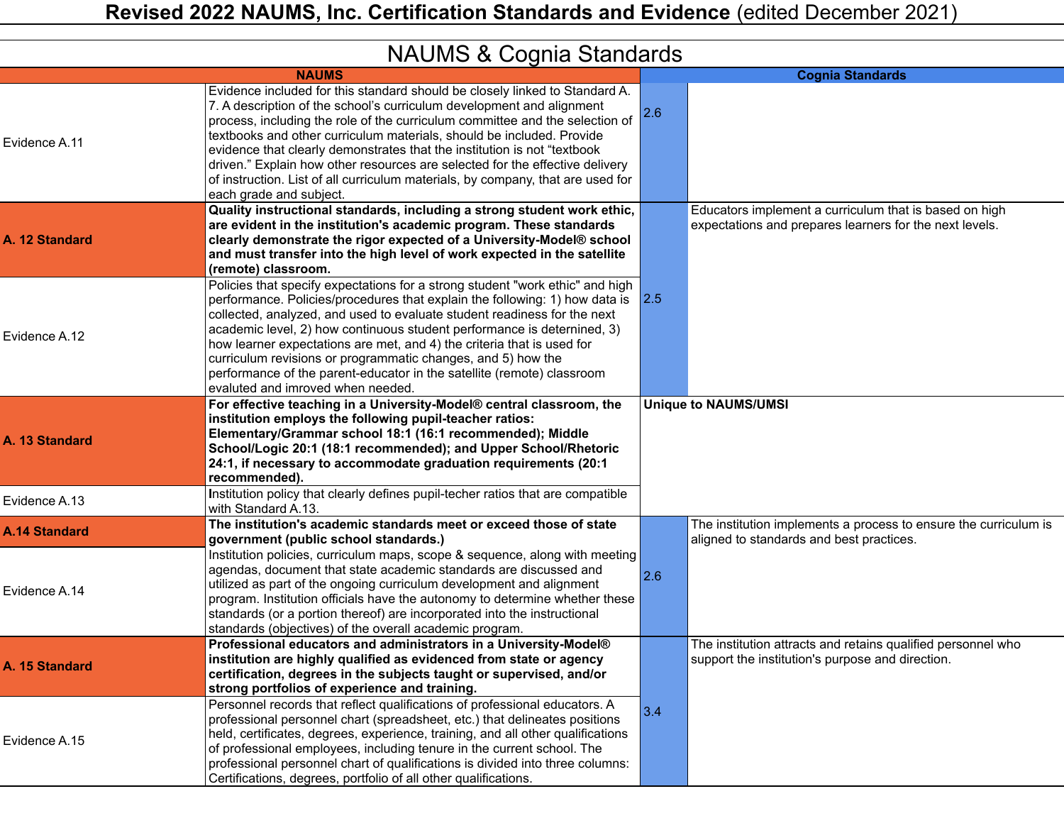# Revised 2022 NAUMS, Inc. Certification Standards and Evidence (edited December 2021)

## NAUMS & Cognia Standards

| NAUMS | | Cognia Standards | |
|---|---|---|---|
| Evidence A.11 | Evidence included for this standard should be closely linked to Standard A. 7. A description of the school's curriculum development and alignment process, including the role of the curriculum committee and the selection of textbooks and other curriculum materials, should be included. Provide evidence that clearly demonstrates that the institution is not "textbook driven." Explain how other resources are selected for the effective delivery of instruction. List of all curriculum materials, by company, that are used for each grade and subject. | 2.6 | |
| **A. 12 Standard** | **Quality instructional standards, including a strong student work ethic, are evident in the institution's academic program. These standards clearly demonstrate the rigor expected of a University-Model® school and must transfer into the high level of work expected in the satellite (remote) classroom.** | 2.5 | Educators implement a curriculum that is based on high expectations and prepares learners for the next levels. |
| Evidence A.12 | Policies that specify expectations for a strong student "work ethic" and high performance. Policies/procedures that explain the following: 1) how data is collected, analyzed, and used to evaluate student readiness for the next academic level, 2) how continuous student performance is deternined, 3) how learner expectations are met, and 4) the criteria that is used for curriculum revisions or programmatic changes, and 5) how the performance of the parent-educator in the satellite (remote) classroom evaluted and imroved when needed. | | |
| **A. 13 Standard** | **For effective teaching in a University-Model® central classroom, the institution employs the following pupil-teacher ratios: Elementary/Grammar school 18:1 (16:1 recommended); Middle School/Logic 20:1 (18:1 recommended); and Upper School/Rhetoric 24:1, if necessary to accommodate graduation requirements (20:1 recommended).** | **Unique to NAUMS/UMSI** | |
| Evidence A.13 | Institution policy that clearly defines pupil-techer ratios that are compatible with Standard A.13. | | |
| **A.14 Standard** | **The institution's academic standards meet or exceed those of state government (public school standards.)** | 2.6 | The institution implements a process to ensure the curriculum is aligned to standards and best practices. |
| Evidence A.14 | Institution policies, curriculum maps, scope & sequence, along with meeting agendas, document that state academic standards are discussed and utilized as part of the ongoing curriculum development and alignment program. Institution officials have the autonomy to determine whether these standards (or a portion thereof) are incorporated into the instructional standards (objectives) of the overall academic program. | | |
| **A. 15 Standard** | **Professional educators and administrators in a University-Model® institution are highly qualified as evidenced from state or agency certification, degrees in the subjects taught or supervised, and/or strong portfolios of experience and training.** | 3.4 | The institution attracts and retains qualified personnel who support the institution's purpose and direction. |
| Evidence A.15 | Personnel records that reflect qualifications of professional educators. A professional personnel chart (spreadsheet, etc.) that delineates positions held, certificates, degrees, experience, training, and all other qualifications of professional employees, including tenure in the current school. The professional personnel chart of qualifications is divided into three columns: Certifications, degrees, portfolio of all other qualifications. | | |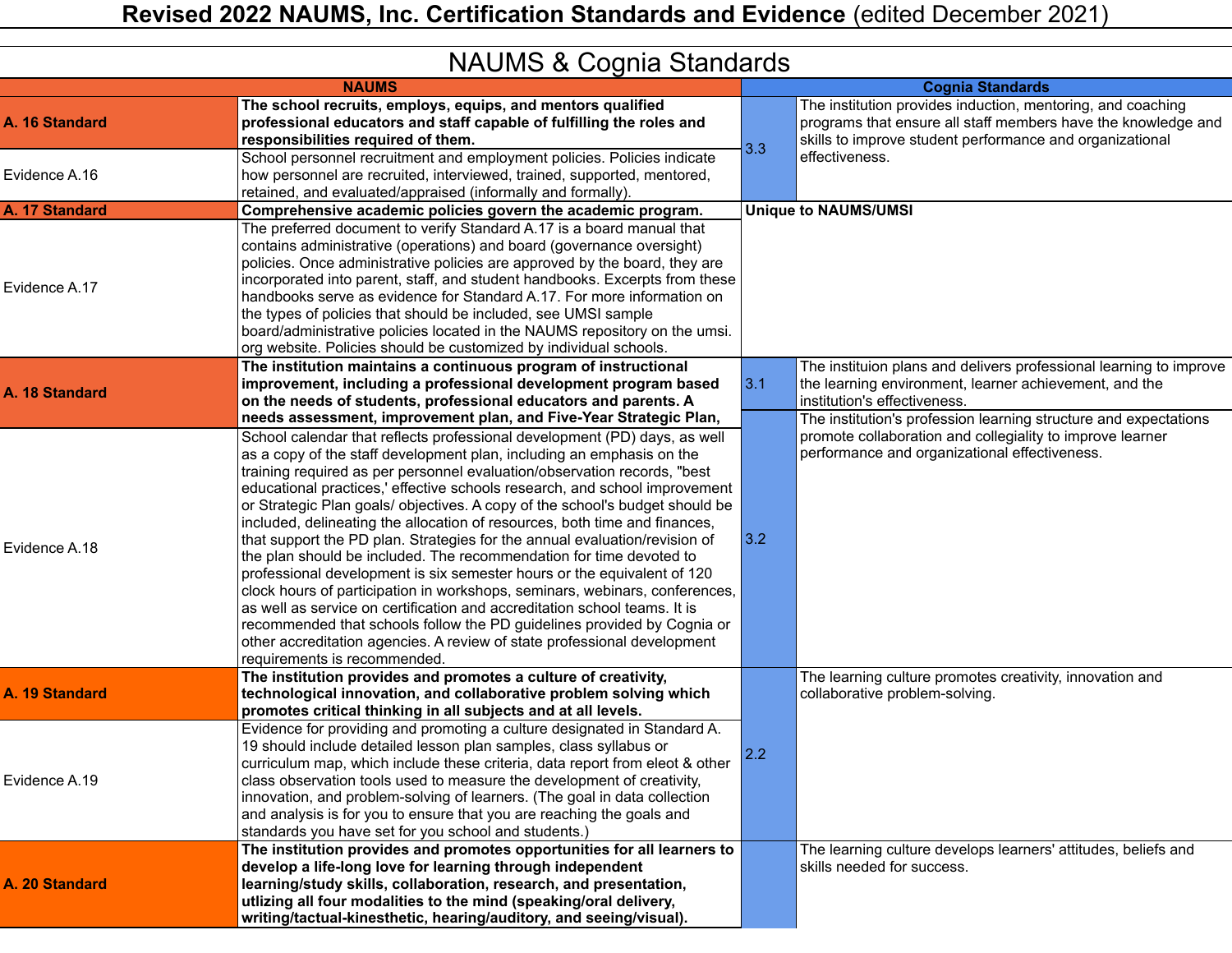# Revised 2022 NAUMS, Inc. Certification Standards and Evidence (edited December 2021)

## NAUMS & Cognia Standards

| NAUMS | | Cognia Standards | |
|---|---|---|---|
| **A. 16 Standard** | **The school recruits, employs, equips, and mentors qualified professional educators and staff capable of fulfilling the roles and responsibilities required of them.** | 3.3 | The institution provides induction, mentoring, and coaching programs that ensure all staff members have the knowledge and skills to improve student performance and organizational effectiveness. |
| Evidence A.16 | School personnel recruitment and employment policies. Policies indicate how personnel are recruited, interviewed, trained, supported, mentored, retained, and evaluated/appraised (informally and formally). | | |
| **A. 17 Standard** | **Comprehensive academic policies govern the academic program.** | **Unique to NAUMS/UMSI** | |
| Evidence A.17 | The preferred document to verify Standard A.17 is a board manual that contains administrative (operations) and board (governance oversight) policies. Once administrative policies are approved by the board, they are incorporated into parent, staff, and student handbooks. Excerpts from these handbooks serve as evidence for Standard A.17. For more information on the types of policies that should be included, see UMSI sample board/administrative policies located in the NAUMS repository on the umsi. org website. Policies should be customized by individual schools. | | |
| **A. 18 Standard** | **The institution maintains a continuous program of instructional improvement, including a professional development program based on the needs of students, professional educators and parents. A needs assessment, improvement plan, and Five-Year Strategic Plan,** | 3.1 | The instituion plans and delivers professional learning to improve the learning environment, learner achievement, and the institution's effectiveness. |
| Evidence A.18 | School calendar that reflects professional development (PD) days, as well as a copy of the staff development plan, including an emphasis on the training required as per personnel evaluation/observation records, "best educational practices,' effective schools research, and school improvement or Strategic Plan goals/ objectives. A copy of the school's budget should be included, delineating the allocation of resources, both time and finances, that support the PD plan. Strategies for the annual evaluation/revision of the plan should be included. The recommendation for time devoted to professional development is six semester hours or the equivalent of 120 clock hours of participation in workshops, seminars, webinars, conferences, as well as service on certification and accreditation school teams. It is recommended that schools follow the PD guidelines provided by Cognia or other accreditation agencies. A review of state professional development requirements is recommended. | 3.2 | The institution's profession learning structure and expectations promote collaboration and collegiality to improve learner performance and organizational effectiveness. |
| **A. 19 Standard** | **The institution provides and promotes a culture of creativity, technological innovation, and collaborative problem solving which promotes critical thinking in all subjects and at all levels.** | 2.2 | The learning culture promotes creativity, innovation and collaborative problem-solving. |
| Evidence A.19 | Evidence for providing and promoting a culture designated in Standard A. 19 should include detailed lesson plan samples, class syllabus or curriculum map, which include these criteria, data report from eleot & other class observation tools used to measure the development of creativity, innovation, and problem-solving of learners. (The goal in data collection and analysis is for you to ensure that you are reaching the goals and standards you have set for you school and students.) | | |
| **A. 20 Standard** | **The institution provides and promotes opportunities for all learners to develop a life-long love for learning through independent learning/study skills, collaboration, research, and presentation, utlizing all four modalities to the mind (speaking/oral delivery, writing/tactual-kinesthetic, hearing/auditory, and seeing/visual).** | | The learning culture develops learners' attitudes, beliefs and skills needed for success. |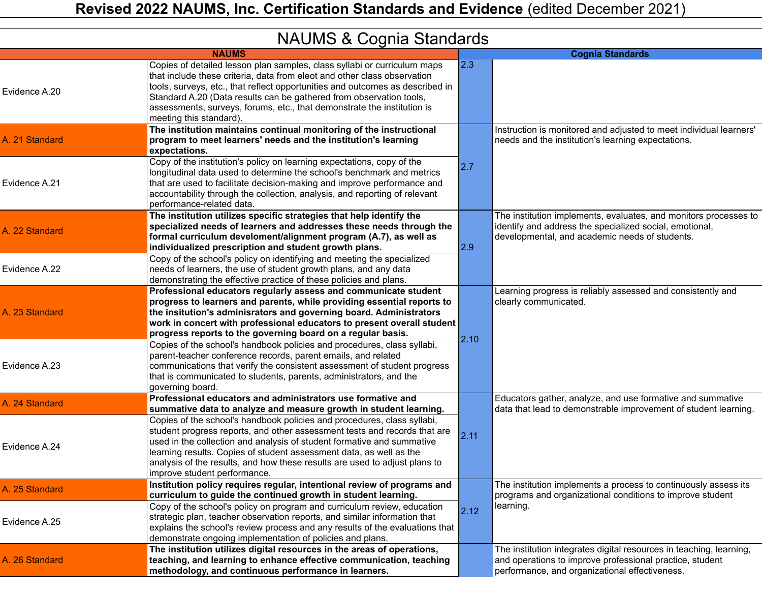# Revised 2022 NAUMS, Inc. Certification Standards and Evidence (edited December 2021)

## NAUMS & Cognia Standards

| NAUMS | | Cognia Standards | |
|---|---|---|---|
| Evidence A.20 | Copies of detailed lesson plan samples, class syllabi or curriculum maps that include these criteria, data from eleot and other class observation tools, surveys, etc., that reflect opportunities and outcomes as described in Standard A.20 (Data results can be gathered from observation tools, assessments, surveys, forums, etc., that demonstrate the institution is meeting this standard). | 2.3 | |
| A. 21 Standard | **The institution maintains continual monitoring of the instructional program to meet learners' needs and the institution's learning expectations.** | 2.7 | Instruction is monitored and adjusted to meet individual learners' needs and the institution's learning expectations. |
| Evidence A.21 | Copy of the institution's policy on learning expectations, copy of the longitudinal data used to determine the school's benchmark and metrics that are used to facilitate decision-making and improve performance and accountability through the collection, analysis, and reporting of relevant performance-related data. | | |
| A. 22 Standard | **The institution utilizes specific strategies that help identify the specialized needs of learners and addresses these needs through the formal curriculum develoment/alignment program (A.7), as well as individualized prescription and student growth plans.** | 2.9 | The institution implements, evaluates, and monitors processes to identify and address the specialized social, emotional, developmental, and academic needs of students. |
| Evidence A.22 | Copy of the school's policy on identifying and meeting the specialized needs of learners, the use of student growth plans, and any data demonstrating the effective practice of these policies and plans. | | |
| A. 23 Standard | **Professional educators regularly assess and communicate student progress to learners and parents, while providing essential reports to the insitution's adminisrators and governing board. Administrators work in concert with professional educators to present overall student progress reports to the governing board on a regular basis.** | 2.10 | Learning progress is reliably assessed and consistently and clearly communicated. |
| Evidence A.23 | Copies of the school's handbook policies and procedures, class syllabi, parent-teacher conference records, parent emails, and related communications that verify the consistent assessment of student progress that is communicated to students, parents, administrators, and the governing board. | | |
| A. 24 Standard | **Professional educators and administrators use formative and summative data to analyze and measure growth in student learning.** | 2.11 | Educators gather, analyze, and use formative and summative data that lead to demonstrable improvement of student learning. |
| Evidence A.24 | Copies of the school's handbook policies and procedures, class syllabi, student progress reports, and other assessment tests and records that are used in the collection and analysis of student formative and summative learning results. Copies of student assessment data, as well as the analysis of the results, and how these results are used to adjust plans to improve student performance. | | |
| A. 25 Standard | **Institution policy requires regular, intentional review of programs and curriculum to guide the continued growth in student learning.** | 2.12 | The institution implements a process to continuously assess its programs and organizational conditions to improve student learning. |
| Evidence A.25 | Copy of the school's policy on program and curriculum review, education strategic plan, teacher observation reports, and similar information that explains the school's review process and any results of the evaluations that demonstrate ongoing implementation of policies and plans. | | |
| A. 26 Standard | **The institution utilizes digital resources in the areas of operations, teaching, and learning to enhance effective communication, teaching methodology, and continuous performance in learners.** | | The institution integrates digital resources in teaching, learning, and operations to improve professional practice, student performance, and organizational effectiveness. |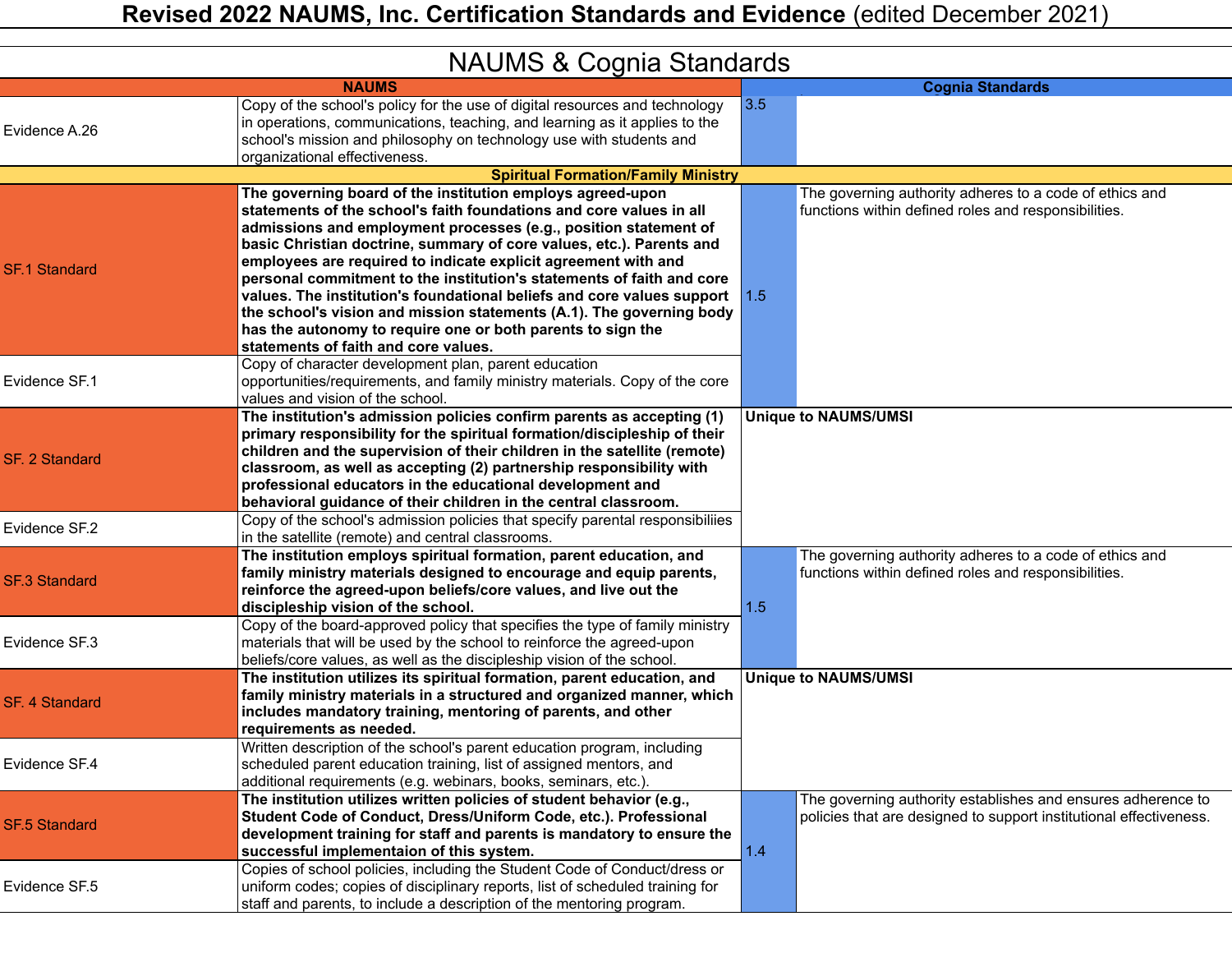# Revised 2022 NAUMS, Inc. Certification Standards and Evidence (edited December 2021)

## NAUMS & Cognia Standards

| NAUMS | | Cognia Standards | |
|---|---|---|---|
| Evidence A.26 | Copy of the school's policy for the use of digital resources and technology in operations, communications, teaching, and learning as it applies to the school's mission and philosophy on technology use with students and organizational effectiveness. | 3.5 | |
| **Spiritual Formation/Family Ministry** | | | |
| SF.1 Standard | **The governing board of the institution employs agreed-upon statements of the school's faith foundations and core values in all admissions and employment processes (e.g., position statement of basic Christian doctrine, summary of core values, etc.). Parents and employees are required to indicate explicit agreement with and personal commitment to the institution's statements of faith and core values. The institution's foundational beliefs and core values support the school's vision and mission statements (A.1). The governing body has the autonomy to require one or both parents to sign the statements of faith and core values.** | 1.5 | The governing authority adheres to a code of ethics and functions within defined roles and responsibilities. |
| Evidence SF.1 | Copy of character development plan, parent education opportunities/requirements, and family ministry materials. Copy of the core values and vision of the school. | | |
| SF. 2 Standard | **The institution's admission policies confirm parents as accepting (1) primary responsibility for the spiritual formation/discipleship of their children and the supervision of their children in the satellite (remote) classroom, as well as accepting (2) partnership responsibility with professional educators in the educational development and behavioral guidance of their children in the central classroom.** | **Unique to NAUMS/UMSI** | |
| Evidence SF.2 | Copy of the school's admission policies that specify parental responsibiliies in the satellite (remote) and central classrooms. | | |
| SF.3 Standard | **The institution employs spiritual formation, parent education, and family ministry materials designed to encourage and equip parents, reinforce the agreed-upon beliefs/core values, and live out the discipleship vision of the school.** | 1.5 | The governing authority adheres to a code of ethics and functions within defined roles and responsibilities. |
| Evidence SF.3 | Copy of the board-approved policy that specifies the type of family ministry materials that will be used by the school to reinforce the agreed-upon beliefs/core values, as well as the discipleship vision of the school. | | |
| SF. 4 Standard | **The institution utilizes its spiritual formation, parent education, and family ministry materials in a structured and organized manner, which includes mandatory training, mentoring of parents, and other requirements as needed.** | **Unique to NAUMS/UMSI** | |
| Evidence SF.4 | Written description of the school's parent education program, including scheduled parent education training, list of assigned mentors, and additional requirements (e.g. webinars, books, seminars, etc.). | | |
| SF.5 Standard | **The institution utilizes written policies of student behavior (e.g., Student Code of Conduct, Dress/Uniform Code, etc.). Professional development training for staff and parents is mandatory to ensure the successful implementaion of this system.** | 1.4 | The governing authority establishes and ensures adherence to policies that are designed to support institutional effectiveness. |
| Evidence SF.5 | Copies of school policies, including the Student Code of Conduct/dress or uniform codes; copies of disciplinary reports, list of scheduled training for staff and parents, to include a description of the mentoring program. | | |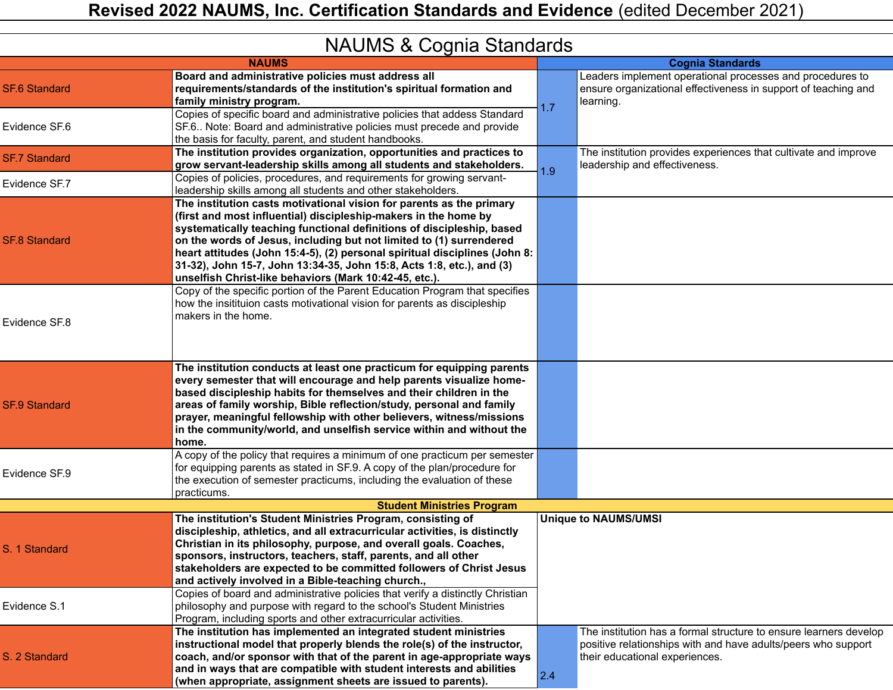# Revised 2022 NAUMS, Inc. Certification Standards and Evidence (edited December 2021)

## NAUMS & Cognia Standards

| NAUMS | | Cognia Standards | |
|---|---|---|---|
| SF.6 Standard | **Board and administrative policies must address all requirements/standards of the institution's spiritual formation and family ministry program.** | 1.7 | Leaders implement operational processes and procedures to ensure organizational effectiveness in support of teaching and learning. |
| Evidence SF.6 | Copies of specific board and administrative policies that addess Standard SF.6.. Note: Board and administrative policies must precede and provide the basis for faculty, parent, and student handbooks. | | |
| SF.7 Standard | **The institution provides organization, opportunities and practices to grow servant-leadership skills among all students and stakeholders.** | 1.9 | The institution provides experiences that cultivate and improve leadership and effectiveness. |
| Evidence SF.7 | Copies of policies, procedures, and requirements for growing servant-leadership skills among all students and other stakeholders. | | |
| SF.8 Standard | **The institution casts motivational vision for parents as the primary (first and most influential) discipleship-makers in the home by systematically teaching functional definitions of discipleship, based on the words of Jesus, including but not limited to (1) surrendered heart attitudes (John 15:4-5), (2) personal spiritual disciplines (John 8: 31-32), John 15-7, John 13:34-35, John 15:8, Acts 1:8, etc.), and (3) unselfish Christ-like behaviors (Mark 10:42-45, etc.).** | | |
| Evidence SF.8 | Copy of the specific portion of the Parent Education Program that specifies how the insitituion casts motivational vision for parents as discipleship makers in the home. | | |
| SF.9 Standard | **The institution conducts at least one practicum for equipping parents every semester that will encourage and help parents visualize home-based discipleship habits for themselves and their children in the areas of family worship, Bible reflection/study, personal and family prayer, meaningful fellowship with other believers, witness/missions in the community/world, and unselfish service within and without the home.** | | |
| Evidence SF.9 | A copy of the policy that requires a minimum of one practicum per semester for equipping parents as stated in SF.9. A copy of the plan/procedure for the execution of semester practicums, including the evaluation of these practicums. | | |
| **Student Ministries Program** | | | |
| S. 1 Standard | **The institution's Student Ministries Program, consisting of discipleship, athletics, and all extracurricular activities, is distinctly Christian in its philosophy, purpose, and overall goals. Coaches, sponsors, instructors, teachers, staff, parents, and all other stakeholders are expected to be committed followers of Christ Jesus and actively involved in a Bible-teaching church.,** | **Unique to NAUMS/UMSI** | |
| Evidence S.1 | Copies of board and administrative policies that verify a distinctly Christian philosophy and purpose with regard to the school's Student Ministries Program, including sports and other extracurricular activities. | | |
| S. 2 Standard | **The institution has implemented an integrated student ministries instructional model that properly blends the role(s) of the instructor, coach, and/or sponsor with that of the parent in age-appropriate ways and in ways that are compatible with student interests and abilities (when appropriate, assignment sheets are issued to parents).** | 2.4 | The institution has a formal structure to ensure learners develop positive relationships with and have adults/peers who support their educational experiences. |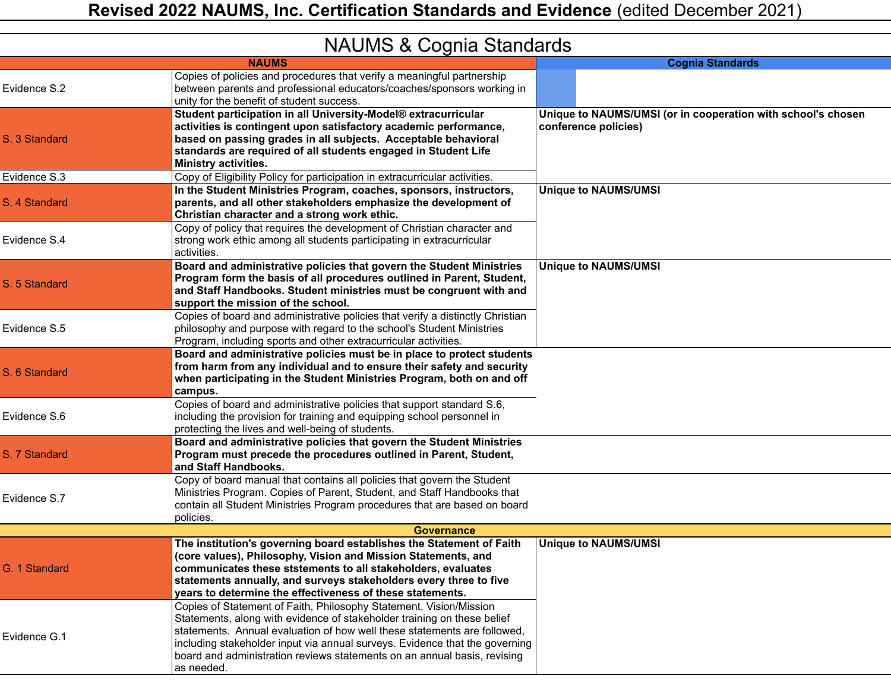# Revised 2022 NAUMS, Inc. Certification Standards and Evidence (edited December 2021)

## NAUMS & Cognia Standards

| NAUMS | | Cognia Standards |
|---|---|---|
| Evidence S.2 | Copies of policies and procedures that verify a meaningful partnership between parents and professional educators/coaches/sponsors working in unity for the benefit of student success. | |
| S. 3 Standard | **Student participation in all University-Model® extracurricular activities is contingent upon satisfactory academic performance, based on passing grades in all subjects. Acceptable behavioral standards are required of all students engaged in Student Life Ministry activities.** | **Unique to NAUMS/UMSI (or in cooperation with school's chosen conference policies)** |
| Evidence S.3 | Copy of Eligibility Policy for participation in extracurricular activities. | |
| S. 4 Standard | **In the Student Ministries Program, coaches, sponsors, instructors, parents, and all other stakeholders emphasize the development of Christian character and a strong work ethic.** | **Unique to NAUMS/UMSI** |
| Evidence S.4 | Copy of policy that requires the development of Christian character and strong work ethic among all students participating in extracurricular activities. | |
| S. 5 Standard | **Board and administrative policies that govern the Student Ministries Program form the basis of all procedures outlined in Parent, Student, and Staff Handbooks. Student ministries must be congruent with and support the mission of the school.** | **Unique to NAUMS/UMSI** |
| Evidence S.5 | Copies of board and administrative policies that verify a distinctly Christian philosophy and purpose with regard to the school's Student Ministries Program, including sports and other extracurricular activities. | |
| S. 6 Standard | **Board and administrative policies must be in place to protect students from harm from any individual and to ensure their safety and security when participating in the Student Ministries Program, both on and off campus.** | |
| Evidence S.6 | Copies of board and administrative policies that support standard S.6, including the provision for training and equipping school personnel in protecting the lives and well-being of students. | |
| S. 7 Standard | **Board and administrative policies that govern the Student Ministries Program must precede the procedures outlined in Parent, Student, and Staff Handbooks.** | |
| Evidence S.7 | Copy of board manual that contains all policies that govern the Student Ministries Program. Copies of Parent, Student, and Staff Handbooks that contain all Student Ministries Program procedures that are based on board policies. | |
| **Governance** | | |
| G. 1 Standard | **The institution's governing board establishes the Statement of Faith (core values), Philosophy, Vision and Mission Statements, and communicates these ststements to all stakeholders, evaluates statements annually, and surveys stakeholders every three to five years to determine the effectiveness of these statements.** | **Unique to NAUMS/UMSI** |
| Evidence G.1 | Copies of Statement of Faith, Philosophy Statement, Vision/Mission Statements, along with evidence of stakeholder training on these belief statements. Annual evaluation of how well these statements are followed, including stakeholder input via annual surveys. Evidence that the governing board and administration reviews statements on an annual basis, revising as needed. | |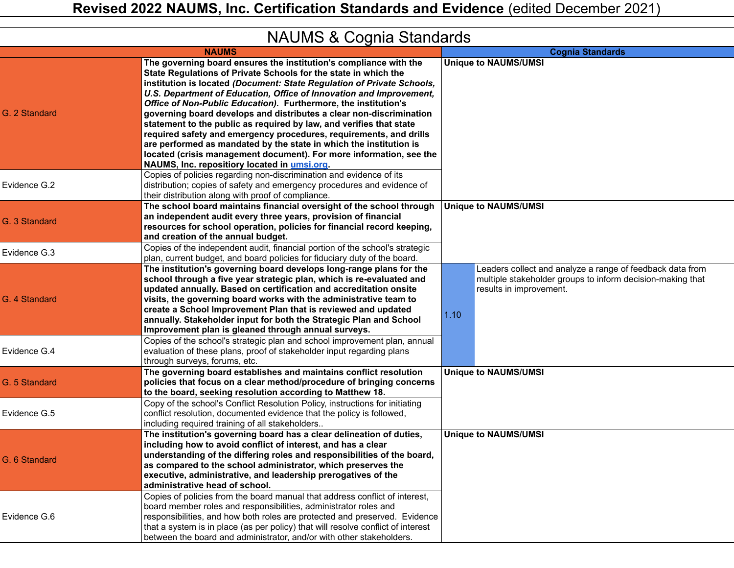# **Revised 2022 NAUMS, Inc. Certification Standards and Evidence** (edited December 2021)

## NAUMS & Cognia Standards

| NAUMS | | Cognia Standards | |
|---|---|---|---|
| G. 2 Standard | **The governing board ensures the institution's compliance with the State Regulations of Private Schools for the state in which the institution is located *(Document: State Regulation of Private Schools, U.S. Department of Education, Office of Innovation and Improvement, Office of Non-Public Education).* Furthermore, the institution's governing board develops and distributes a clear non-discrimination statement to the public as required by law, and verifies that state required safety and emergency procedures, requirements, and drills are performed as mandated by the state in which the institution is located (crisis management document). For more information, see the NAUMS, Inc. repository located in umsi.org.** | **Unique to NAUMS/UMSI** | |
| Evidence G.2 | Copies of policies regarding non-discrimination and evidence of its distribution; copies of safety and emergency procedures and evidence of their distribution along with proof of compliance. | | |
| G. 3 Standard | **The school board maintains financial oversight of the school through an independent audit every three years, provision of financial resources for school operation, policies for financial record keeping, and creation of the annual budget.** | **Unique to NAUMS/UMSI** | |
| Evidence G.3 | Copies of the independent audit, financial portion of the school's strategic plan, current budget, and board policies for fiduciary duty of the board. | | |
| G. 4 Standard | **The institution's governing board develops long-range plans for the school through a five year strategic plan, which is re-evaluated and updated annually. Based on certification and accreditation onsite visits, the governing board works with the administrative team to create a School Improvement Plan that is reviewed and updated annually. Stakeholder input for both the Strategic Plan and School Improvement plan is gleaned through annual surveys.** | 1.10 | Leaders collect and analyze a range of feedback data from multiple stakeholder groups to inform decision-making that results in improvement. |
| Evidence G.4 | Copies of the school's strategic plan and school improvement plan, annual evaluation of these plans, proof of stakeholder input regarding plans through surveys, forums, etc. | | |
| G. 5 Standard | **The governing board establishes and maintains conflict resolution policies that focus on a clear method/procedure of bringing concerns to the board, seeking resolution according to Matthew 18.** | **Unique to NAUMS/UMSI** | |
| Evidence G.5 | Copy of the school's Conflict Resolution Policy, instructions for initiating conflict resolution, documented evidence that the policy is followed, including required training of all stakeholders.. | | |
| G. 6 Standard | **The institution's governing board has a clear delineation of duties, including how to avoid conflict of interest, and has a clear understanding of the differing roles and responsibilities of the board, as compared to the school administrator, which preserves the executive, administrative, and leadership prerogatives of the administrative head of school.** | **Unique to NAUMS/UMSI** | |
| Evidence G.6 | Copies of policies from the board manual that address conflict of interest, board member roles and responsibilities, administrator roles and responsibilities, and how both roles are protected and preserved. Evidence that a system is in place (as per policy) that will resolve conflict of interest between the board and administrator, and/or with other stakeholders. | | |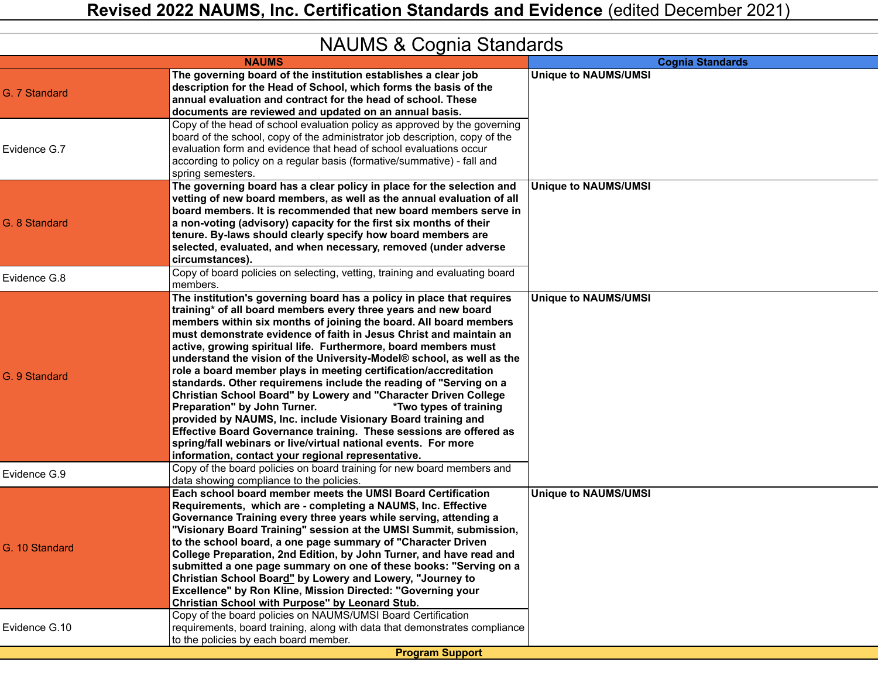# Revised 2022 NAUMS, Inc. Certification Standards and Evidence (edited December 2021)

## NAUMS & Cognia Standards

| NAUMS | | Cognia Standards |
|---|---|---|
| G. 7 Standard | **The governing board of the institution establishes a clear job description for the Head of School, which forms the basis of the annual evaluation and contract for the head of school. These documents are reviewed and updated on an annual basis.** | **Unique to NAUMS/UMSI** |
| Evidence G.7 | Copy of the head of school evaluation policy as approved by the governing board of the school, copy of the administrator job description, copy of the evaluation form and evidence that head of school evaluations occur according to policy on a regular basis (formative/summative) - fall and spring semesters. | |
| G. 8 Standard | **The governing board has a clear policy in place for the selection and vetting of new board members, as well as the annual evaluation of all board members. It is recommended that new board members serve in a non-voting (advisory) capacity for the first six months of their tenure. By-laws should clearly specify how board members are selected, evaluated, and when necessary, removed (under adverse circumstances).** | **Unique to NAUMS/UMSI** |
| Evidence G.8 | Copy of board policies on selecting, vetting, training and evaluating board members. | |
| G. 9 Standard | **The institution's governing board has a policy in place that requires training* of all board members every three years and new board members within six months of joining the board. All board members must demonstrate evidence of faith in Jesus Christ and maintain an active, growing spiritual life. Furthermore, board members must understand the vision of the University-Model® school, as well as the role a board member plays in meeting certification/accreditation standards. Other requiremens include the reading of "Serving on a Christian School Board" by Lowery and "Character Driven College Preparation" by John Turner. *Two types of training provided by NAUMS, Inc. include Visionary Board training and Effective Board Governance training. These sessions are offered as spring/fall webinars or live/virtual national events. For more information, contact your regional representative.** | **Unique to NAUMS/UMSI** |
| Evidence G.9 | Copy of the board policies on board training for new board members and data showing compliance to the policies. | |
| G. 10 Standard | **Each school board member meets the UMSI Board Certification Requirements, which are - completing a NAUMS, Inc. Effective Governance Training every three years while serving, attending a "Visionary Board Training" session at the UMSI Summit, submission, to the school board, a one page summary of "Character Driven College Preparation, 2nd Edition, by John Turner, and have read and submitted a one page summary on one of these books: "Serving on a Christian School Board" by Lowery and Lowery, "Journey to Excellence" by Ron Kline, Mission Directed: "Governing your Christian School with Purpose" by Leonard Stub.** | **Unique to NAUMS/UMSI** |
| Evidence G.10 | Copy of the board policies on NAUMS/UMSI Board Certification requirements, board training, along with data that demonstrates compliance to the policies by each board member. | |

**Program Support**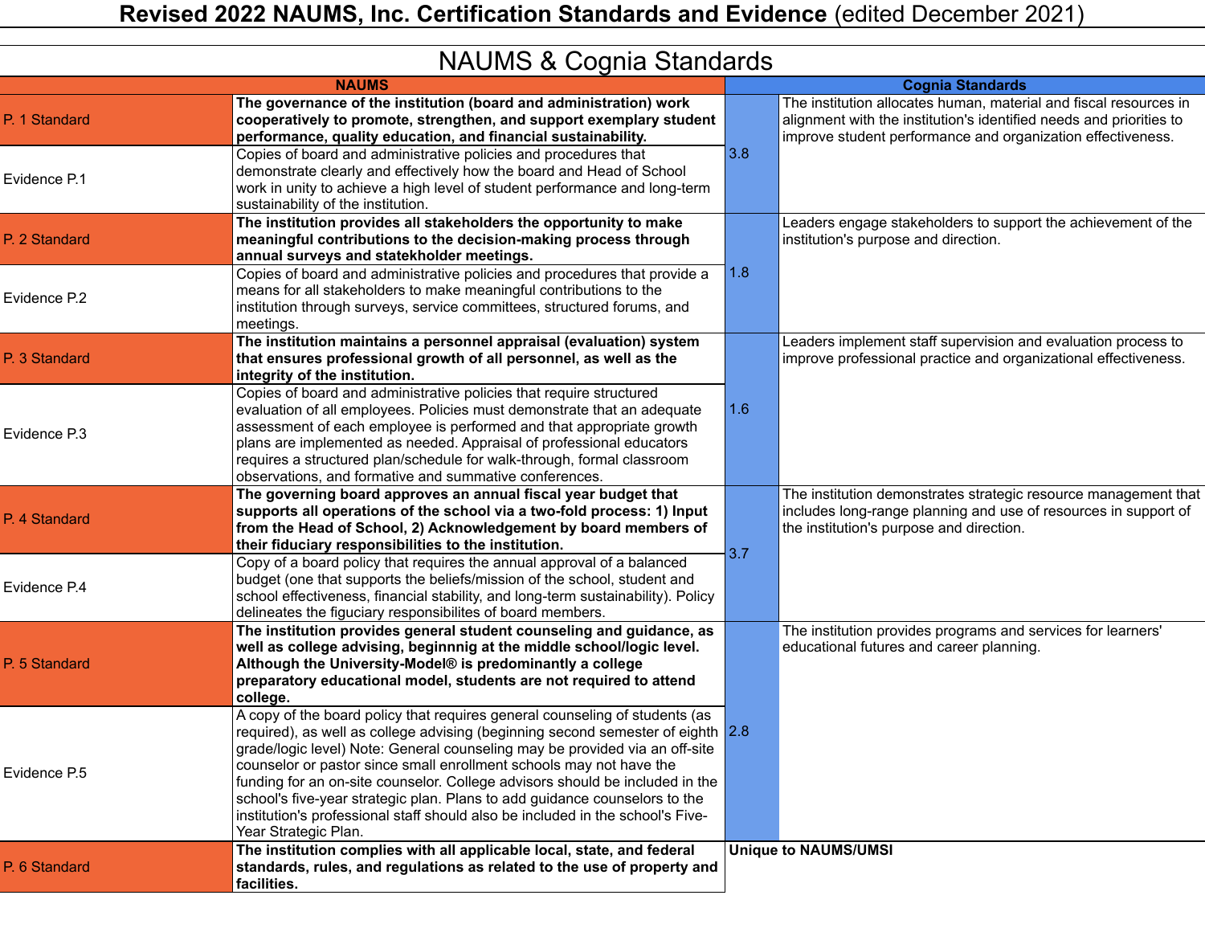# Revised 2022 NAUMS, Inc. Certification Standards and Evidence (edited December 2021)

## NAUMS & Cognia Standards

| NAUMS | | Cognia Standards | |
|---|---|---|---|
| P. 1 Standard | **The governance of the institution (board and administration) work cooperatively to promote, strengthen, and support exemplary student performance, quality education, and financial sustainability.** | 3.8 | The institution allocates human, material and fiscal resources in alignment with the institution's identified needs and priorities to improve student performance and organization effectiveness. |
| Evidence P.1 | Copies of board and administrative policies and procedures that demonstrate clearly and effectively how the board and Head of School work in unity to achieve a high level of student performance and long-term sustainability of the institution. | | |
| P. 2 Standard | **The institution provides all stakeholders the opportunity to make meaningful contributions to the decision-making process through annual surveys and statekholder meetings.** | 1.8 | Leaders engage stakeholders to support the achievement of the institution's purpose and direction. |
| Evidence P.2 | Copies of board and administrative policies and procedures that provide a means for all stakeholders to make meaningful contributions to the institution through surveys, service committees, structured forums, and meetings. | | |
| P. 3 Standard | **The institution maintains a personnel appraisal (evaluation) system that ensures professional growth of all personnel, as well as the integrity of the institution.** | 1.6 | Leaders implement staff supervision and evaluation process to improve professional practice and organizational effectiveness. |
| Evidence P.3 | Copies of board and administrative policies that require structured evaluation of all employees. Policies must demonstrate that an adequate assessment of each employee is performed and that appropriate growth plans are implemented as needed. Appraisal of professional educators requires a structured plan/schedule for walk-through, formal classroom observations, and formative and summative conferences. | | |
| P. 4 Standard | **The governing board approves an annual fiscal year budget that supports all operations of the school via a two-fold process: 1) Input from the Head of School, 2) Acknowledgement by board members of their fiduciary responsibilities to the institution.** | 3.7 | The institution demonstrates strategic resource management that includes long-range planning and use of resources in support of the institution's purpose and direction. |
| Evidence P.4 | Copy of a board policy that requires the annual approval of a balanced budget (one that supports the beliefs/mission of the school, student and school effectiveness, financial stability, and long-term sustainability). Policy delineates the figuciary responsibilites of board members. | | |
| P. 5 Standard | **The institution provides general student counseling and guidance, as well as college advising, beginnnig at the middle school/logic level. Although the University-Model® is predominantly a college preparatory educational model, students are not required to attend college.** | 2.8 | The institution provides programs and services for learners' educational futures and career planning. |
| Evidence P.5 | A copy of the board policy that requires general counseling of students (as required), as well as college advising (beginning second semester of eighth grade/logic level) Note: General counseling may be provided via an off-site counselor or pastor since small enrollment schools may not have the funding for an on-site counselor. College advisors should be included in the school's five-year strategic plan. Plans to add guidance counselors to the institution's professional staff should also be included in the school's Five-Year Strategic Plan. | | |
| P. 6 Standard | **The institution complies with all applicable local, state, and federal standards, rules, and regulations as related to the use of property and facilities.** | **Unique to NAUMS/UMSI** | |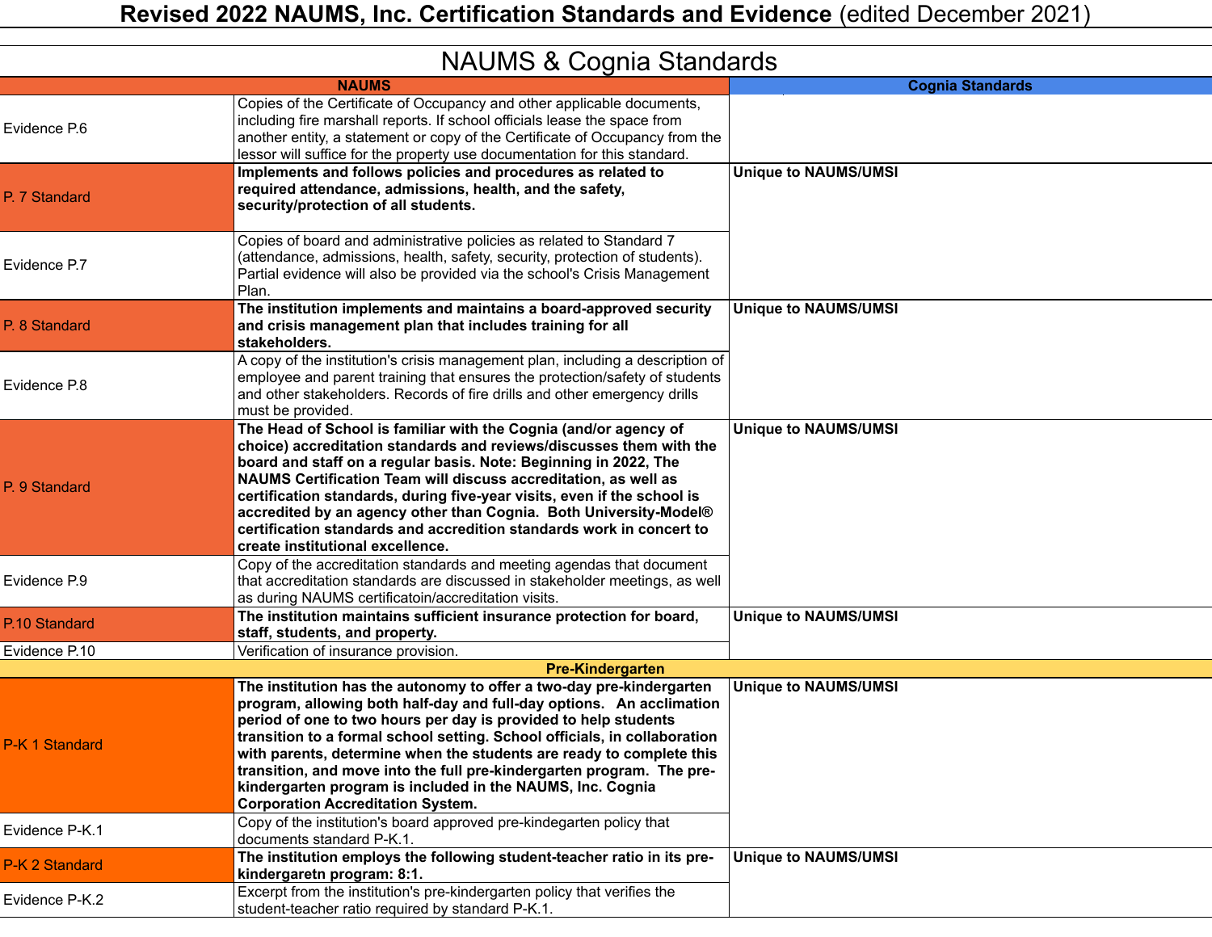# Revised 2022 NAUMS, Inc. Certification Standards and Evidence (edited December 2021)

## NAUMS & Cognia Standards

| NAUMS | | Cognia Standards |
|---|---|---|
| Evidence P.6 | Copies of the Certificate of Occupancy and other applicable documents, including fire marshall reports. If school officials lease the space from another entity, a statement or copy of the Certificate of Occupancy from the lessor will suffice for the property use documentation for this standard. | |
| P. 7 Standard | **Implements and follows policies and procedures as related to required attendance, admissions, health, and the safety, security/protection of all students.** | **Unique to NAUMS/UMSI** |
| Evidence P.7 | Copies of board and administrative policies as related to Standard 7 (attendance, admissions, health, safety, security, protection of students). Partial evidence will also be provided via the school's Crisis Management Plan. | |
| P. 8 Standard | **The institution implements and maintains a board-approved security and crisis management plan that includes training for all stakeholders.** | **Unique to NAUMS/UMSI** |
| Evidence P.8 | A copy of the institution's crisis management plan, including a description of employee and parent training that ensures the protection/safety of students and other stakeholders. Records of fire drills and other emergency drills must be provided. | |
| P. 9 Standard | **The Head of School is familiar with the Cognia (and/or agency of choice) accreditation standards and reviews/discusses them with the board and staff on a regular basis. Note: Beginning in 2022, The NAUMS Certification Team will discuss accreditation, as well as certification standards, during five-year visits, even if the school is accredited by an agency other than Cognia. Both University-Model® certification standards and accredition standards work in concert to create institutional excellence.** | **Unique to NAUMS/UMSI** |
| Evidence P.9 | Copy of the accreditation standards and meeting agendas that document that accreditation standards are discussed in stakeholder meetings, as well as during NAUMS certificatoin/accreditation visits. | |
| P.10 Standard | **The institution maintains sufficient insurance protection for board, staff, students, and property.** | **Unique to NAUMS/UMSI** |
| Evidence P.10 | Verification of insurance provision. | |
| **Pre-Kindergarten** | | |
| P-K 1 Standard | **The institution has the autonomy to offer a two-day pre-kindergarten program, allowing both half-day and full-day options. An acclimation period of one to two hours per day is provided to help students transition to a formal school setting. School officials, in collaboration with parents, determine when the students are ready to complete this transition, and move into the full pre-kindergarten program. The pre-kindergarten program is included in the NAUMS, Inc. Cognia Corporation Accreditation System.** | **Unique to NAUMS/UMSI** |
| Evidence P-K.1 | Copy of the institution's board approved pre-kindegarten policy that documents standard P-K.1. | |
| P-K 2 Standard | **The institution employs the following student-teacher ratio in its pre-kindergaretn program: 8:1.** | **Unique to NAUMS/UMSI** |
| Evidence P-K.2 | Excerpt from the institution's pre-kindergarten policy that verifies the student-teacher ratio required by standard P-K.1. | |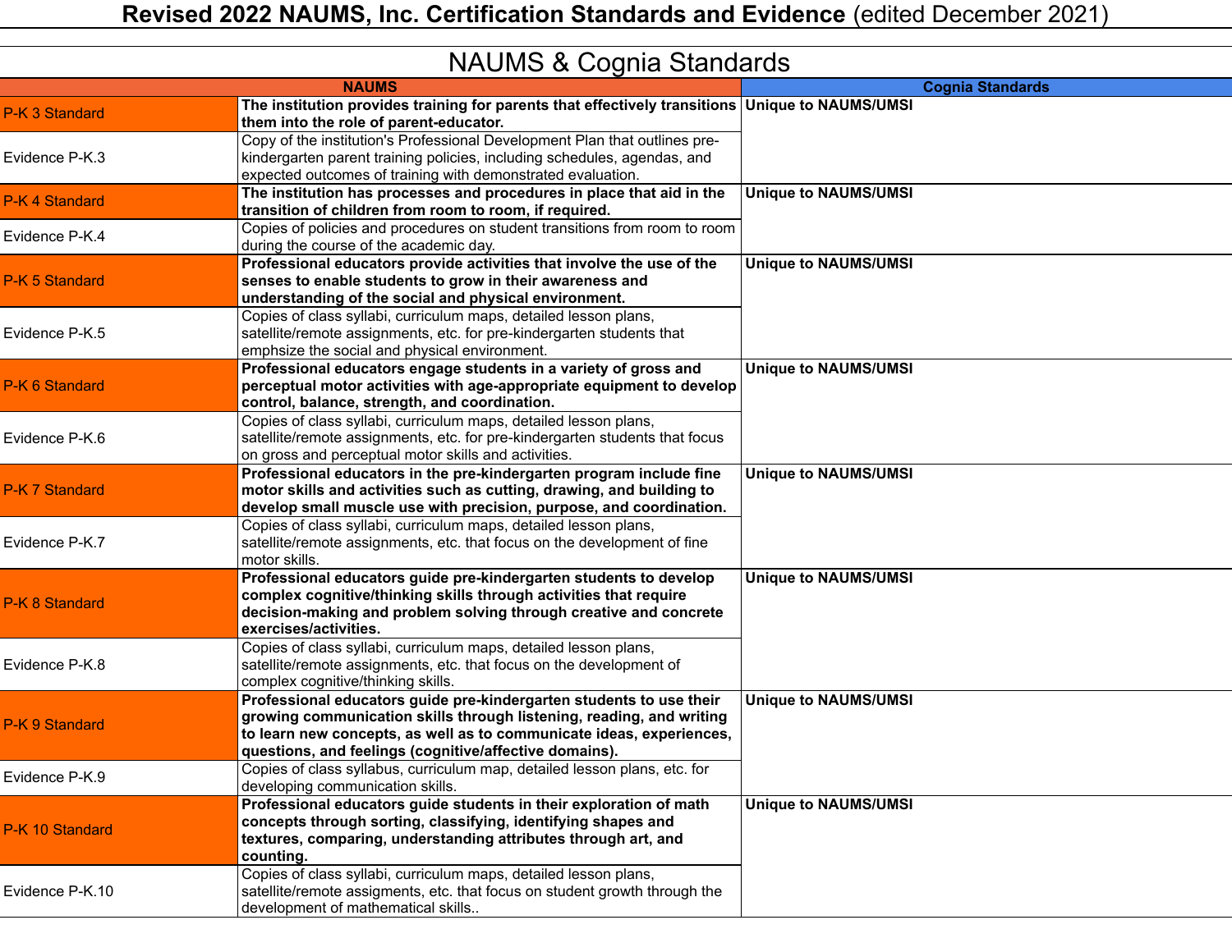# Revised 2022 NAUMS, Inc. Certification Standards and Evidence (edited December 2021)

## NAUMS & Cognia Standards

| NAUMS | | Cognia Standards |
|---|---|---|
| P-K 3 Standard | **The institution provides training for parents that effectively transitions them into the role of parent-educator.** | **Unique to NAUMS/UMSI** |
| Evidence P-K.3 | Copy of the institution's Professional Development Plan that outlines pre-kindergarten parent training policies, including schedules, agendas, and expected outcomes of training with demonstrated evaluation. | |
| P-K 4 Standard | **The institution has processes and procedures in place that aid in the transition of children from room to room, if required.** | **Unique to NAUMS/UMSI** |
| Evidence P-K.4 | Copies of policies and procedures on student transitions from room to room during the course of the academic day. | |
| P-K 5 Standard | **Professional educators provide activities that involve the use of the senses to enable students to grow in their awareness and understanding of the social and physical environment.** | **Unique to NAUMS/UMSI** |
| Evidence P-K.5 | Copies of class syllabi, curriculum maps, detailed lesson plans, satellite/remote assignments, etc. for pre-kindergarten students that emphsize the social and physical environment. | |
| P-K 6 Standard | **Professional educators engage students in a variety of gross and perceptual motor activities with age-appropriate equipment to develop control, balance, strength, and coordination.** | **Unique to NAUMS/UMSI** |
| Evidence P-K.6 | Copies of class syllabi, curriculum maps, detailed lesson plans, satellite/remote assignments, etc. for pre-kindergarten students that focus on gross and perceptual motor skills and activities. | |
| P-K 7 Standard | **Professional educators in the pre-kindergarten program include fine motor skills and activities such as cutting, drawing, and building to develop small muscle use with precision, purpose, and coordination.** | **Unique to NAUMS/UMSI** |
| Evidence P-K.7 | Copies of class syllabi, curriculum maps, detailed lesson plans, satellite/remote assignments, etc. that focus on the development of fine motor skills. | |
| P-K 8 Standard | **Professional educators guide pre-kindergarten students to develop complex cognitive/thinking skills through activities that require decision-making and problem solving through creative and concrete exercises/activities.** | **Unique to NAUMS/UMSI** |
| Evidence P-K.8 | Copies of class syllabi, curriculum maps, detailed lesson plans, satellite/remote assignments, etc. that focus on the development of complex cognitive/thinking skills. | |
| P-K 9 Standard | **Professional educators guide pre-kindergarten students to use their growing communication skills through listening, reading, and writing to learn new concepts, as well as to communicate ideas, experiences, questions, and feelings (cognitive/affective domains).** | **Unique to NAUMS/UMSI** |
| Evidence P-K.9 | Copies of class syllabus, curriculum map, detailed lesson plans, etc. for developing communication skills. | |
| P-K 10 Standard | **Professional educators guide students in their exploration of math concepts through sorting, classifying, identifying shapes and textures, comparing, understanding attributes through art, and counting.** | **Unique to NAUMS/UMSI** |
| Evidence P-K.10 | Copies of class syllabi, curriculum maps, detailed lesson plans, satellite/remote assigments, etc. that focus on student growth through the development of mathematical skills.. | |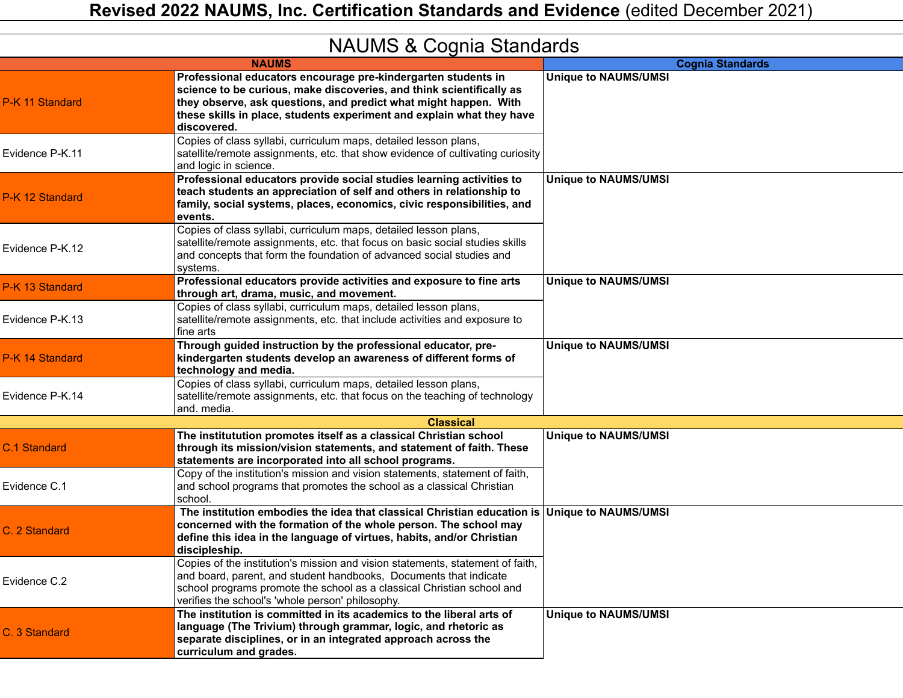# Revised 2022 NAUMS, Inc. Certification Standards and Evidence (edited December 2021)

## NAUMS & Cognia Standards

| NAUMS | | Cognia Standards |
|---|---|---|
| P-K 11 Standard | **Professional educators encourage pre-kindergarten students in science to be curious, make discoveries, and think scientifically as they observe, ask questions, and predict what might happen. With these skills in place, students experiment and explain what they have discovered.** | **Unique to NAUMS/UMSI** |
| Evidence P-K.11 | Copies of class syllabi, curriculum maps, detailed lesson plans, satellite/remote assignments, etc. that show evidence of cultivating curiosity and logic in science. | |
| P-K 12 Standard | **Professional educators provide social studies learning activities to teach students an appreciation of self and others in relationship to family, social systems, places, economics, civic responsibilities, and events.** | **Unique to NAUMS/UMSI** |
| Evidence P-K.12 | Copies of class syllabi, curriculum maps, detailed lesson plans, satellite/remote assignments, etc. that focus on basic social studies skills and concepts that form the foundation of advanced social studies and systems. | |
| P-K 13 Standard | **Professional educators provide activities and exposure to fine arts through art, drama, music, and movement.** | **Unique to NAUMS/UMSI** |
| Evidence P-K.13 | Copies of class syllabi, curriculum maps, detailed lesson plans, satellite/remote assignments, etc. that include activities and exposure to fine arts | |
| P-K 14 Standard | **Through guided instruction by the professional educator, pre-kindergarten students develop an awareness of different forms of technology and media.** | **Unique to NAUMS/UMSI** |
| Evidence P-K.14 | Copies of class syllabi, curriculum maps, detailed lesson plans, satellite/remote assignments, etc. that focus on the teaching of technology and. media. | |
| **Classical** | | |
| C.1 Standard | **The institutution promotes itself as a classical Christian school through its mission/vision statements, and statement of faith. These statements are incorporated into all school programs.** | **Unique to NAUMS/UMSI** |
| Evidence C.1 | Copy of the institution's mission and vision statements, statement of faith, and school programs that promotes the school as a classical Christian school. | |
| C. 2 Standard | **The institution embodies the idea that classical Christian education is concerned with the formation of the whole person. The school may define this idea in the language of virtues, habits, and/or Christian discipleship.** | **Unique to NAUMS/UMSI** |
| Evidence C.2 | Copies of the institution's mission and vision statements, statement of faith, and board, parent, and student handbooks, Documents that indicate school programs promote the school as a classical Christian school and verifies the school's 'whole person' philosophy. | |
| C. 3 Standard | **The institution is committed in its academics to the liberal arts of language (The Trivium) through grammar, logic, and rhetoric as separate disciplines, or in an integrated approach across the curriculum and grades.** | **Unique to NAUMS/UMSI** |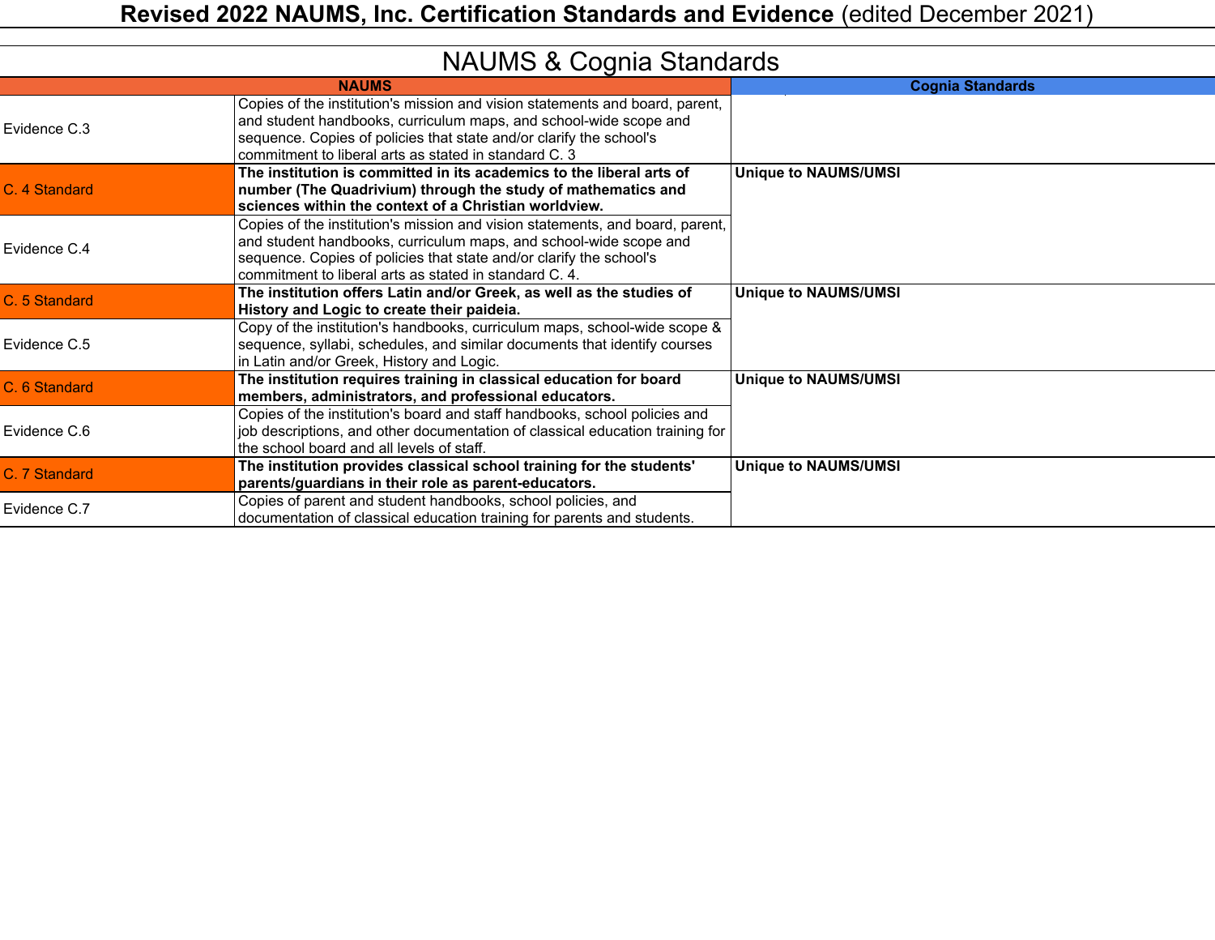**Revised 2022 NAUMS, Inc. Certification Standards and Evidence** (edited December 2021)

## NAUMS & Cognia Standards

| NAUMS | | Cognia Standards |
|---|---|---|
| Evidence C.3 | Copies of the institution's mission and vision statements and board, parent, and student handbooks, curriculum maps, and school-wide scope and sequence. Copies of policies that state and/or clarify the school's commitment to liberal arts as stated in standard C. 3 | |
| C. 4 Standard | **The institution is committed in its academics to the liberal arts of number (The Quadrivium) through the study of mathematics and sciences within the context of a Christian worldview.** | **Unique to NAUMS/UMSI** |
| Evidence C.4 | Copies of the institution's mission and vision statements, and board, parent, and student handbooks, curriculum maps, and school-wide scope and sequence. Copies of policies that state and/or clarify the school's commitment to liberal arts as stated in standard C. 4. | |
| C. 5 Standard | **The institution offers Latin and/or Greek, as well as the studies of History and Logic to create their paideia.** | **Unique to NAUMS/UMSI** |
| Evidence C.5 | Copy of the institution's handbooks, curriculum maps, school-wide scope & sequence, syllabi, schedules, and similar documents that identify courses in Latin and/or Greek, History and Logic. | |
| C. 6 Standard | **The institution requires training in classical education for board members, administrators, and professional educators.** | **Unique to NAUMS/UMSI** |
| Evidence C.6 | Copies of the institution's board and staff handbooks, school policies and job descriptions, and other documentation of classical education training for the school board and all levels of staff. | |
| C. 7 Standard | **The institution provides classical school training for the students' parents/guardians in their role as parent-educators.** | **Unique to NAUMS/UMSI** |
| Evidence C.7 | Copies of parent and student handbooks, school policies, and documentation of classical education training for parents and students. | |